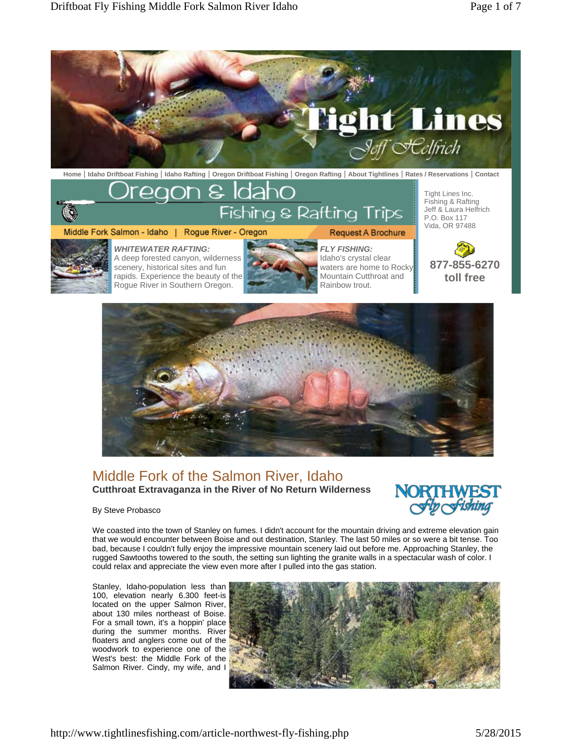Home | Idaho Driftboat Fishing | Idaho Rafting | Oregon Driftboat Fishing | Oregon Rafting | About Tightlines | Rates / Reservations | Contact

Oregon & Idaho
Fishing & Rafting Trips

Middle Fork Salmon - Idaho | Rogue River - Oregon

Request A Brochure

Tight Lines Inc.
Fishing & Rafting
Jeff & Laura Helfrich
P.O. Box 117
Vida, OR 97488

***WHITEWATER RAFTING:***
A deep forested canyon, wilderness scenery, historical sites and fun rapids. Experience the beauty of the Rogue River in Southern Oregon.

***FLY FISHING:***
Idaho's crystal clear waters are home to Rocky Mountain Cutthroat and Rainbow trout.

**877-855-6270**
**toll free**

# Middle Fork of the Salmon River, Idaho

**Cutthroat Extravaganza in the River of No Return Wilderness**

By Steve Probasco

We coasted into the town of Stanley on fumes. I didn't account for the mountain driving and extreme elevation gain that we would encounter between Boise and out destination, Stanley. The last 50 miles or so were a bit tense. Too bad, because I couldn't fully enjoy the impressive mountain scenery laid out before me. Approaching Stanley, the rugged Sawtooths towered to the south, the setting sun lighting the granite walls in a spectacular wash of color. I could relax and appreciate the view even more after I pulled into the gas station.

Stanley, Idaho-population less than 100, elevation nearly 6.300 feet-is located on the upper Salmon River, about 130 miles northeast of Boise. For a small town, it's a hoppin' place during the summer months. River floaters and anglers come out of the woodwork to experience one of the West's best: the Middle Fork of the Salmon River. Cindy, my wife, and I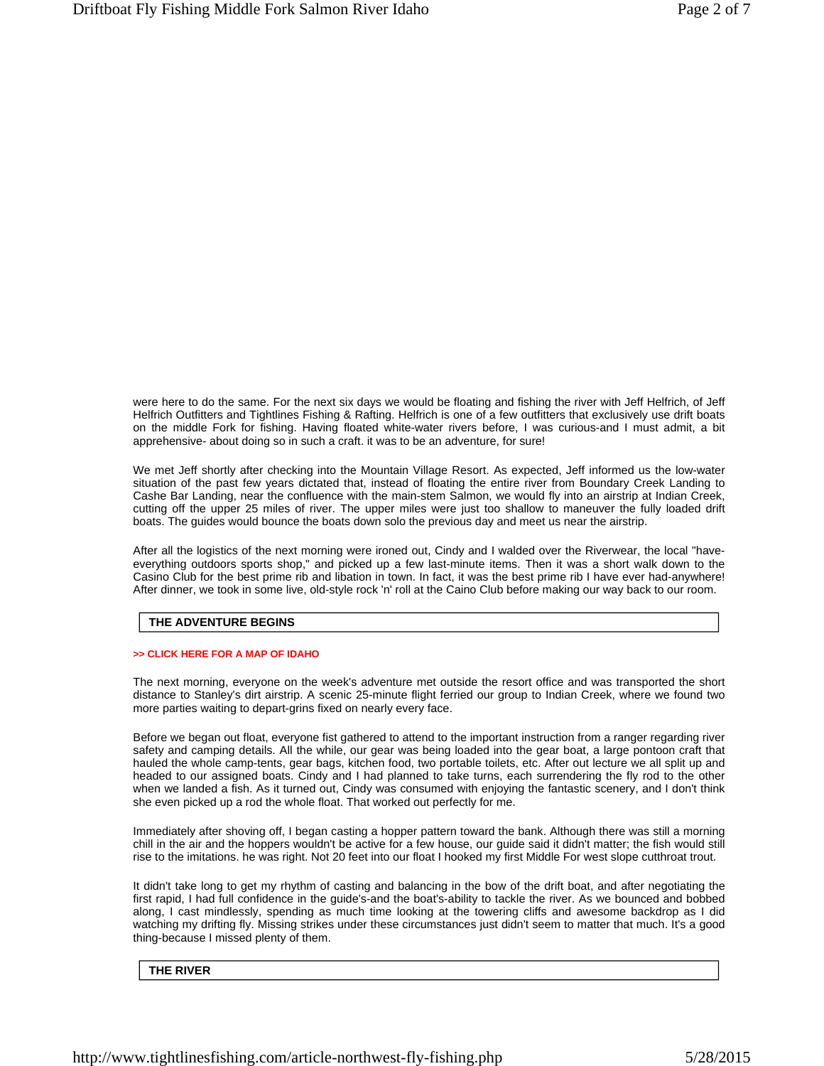were here to do the same. For the next six days we would be floating and fishing the river with Jeff Helfrich, of Jeff Helfrich Outfitters and Tightlines Fishing & Rafting. Helfrich is one of a few outfitters that exclusively use drift boats on the middle Fork for fishing. Having floated white-water rivers before, I was curious-and I must admit, a bit apprehensive- about doing so in such a craft. it was to be an adventure, for sure!

We met Jeff shortly after checking into the Mountain Village Resort. As expected, Jeff informed us the low-water situation of the past few years dictated that, instead of floating the entire river from Boundary Creek Landing to Cashe Bar Landing, near the confluence with the main-stem Salmon, we would fly into an airstrip at Indian Creek, cutting off the upper 25 miles of river. The upper miles were just too shallow to maneuver the fully loaded drift boats. The guides would bounce the boats down solo the previous day and meet us near the airstrip.

After all the logistics of the next morning were ironed out, Cindy and I walded over the Riverwear, the local "have-everything outdoors sports shop," and picked up a few last-minute items. Then it was a short walk down to the Casino Club for the best prime rib and libation in town. In fact, it was the best prime rib I have ever had-anywhere! After dinner, we took in some live, old-style rock 'n' roll at the Caino Club before making our way back to our room.

## THE ADVENTURE BEGINS

**>> CLICK HERE FOR A MAP OF IDAHO**

The next morning, everyone on the week's adventure met outside the resort office and was transported the short distance to Stanley's dirt airstrip. A scenic 25-minute flight ferried our group to Indian Creek, where we found two more parties waiting to depart-grins fixed on nearly every face.

Before we began out float, everyone fist gathered to attend to the important instruction from a ranger regarding river safety and camping details. All the while, our gear was being loaded into the gear boat, a large pontoon craft that hauled the whole camp-tents, gear bags, kitchen food, two portable toilets, etc. After out lecture we all split up and headed to our assigned boats. Cindy and I had planned to take turns, each surrendering the fly rod to the other when we landed a fish. As it turned out, Cindy was consumed with enjoying the fantastic scenery, and I don't think she even picked up a rod the whole float. That worked out perfectly for me.

Immediately after shoving off, I began casting a hopper pattern toward the bank. Although there was still a morning chill in the air and the hoppers wouldn't be active for a few house, our guide said it didn't matter; the fish would still rise to the imitations. he was right. Not 20 feet into our float I hooked my first Middle For west slope cutthroat trout.

It didn't take long to get my rhythm of casting and balancing in the bow of the drift boat, and after negotiating the first rapid, I had full confidence in the guide's-and the boat's-ability to tackle the river. As we bounced and bobbed along, I cast mindlessly, spending as much time looking at the towering cliffs and awesome backdrop as I did watching my drifting fly. Missing strikes under these circumstances just didn't seem to matter that much. It's a good thing-because I missed plenty of them.

## THE RIVER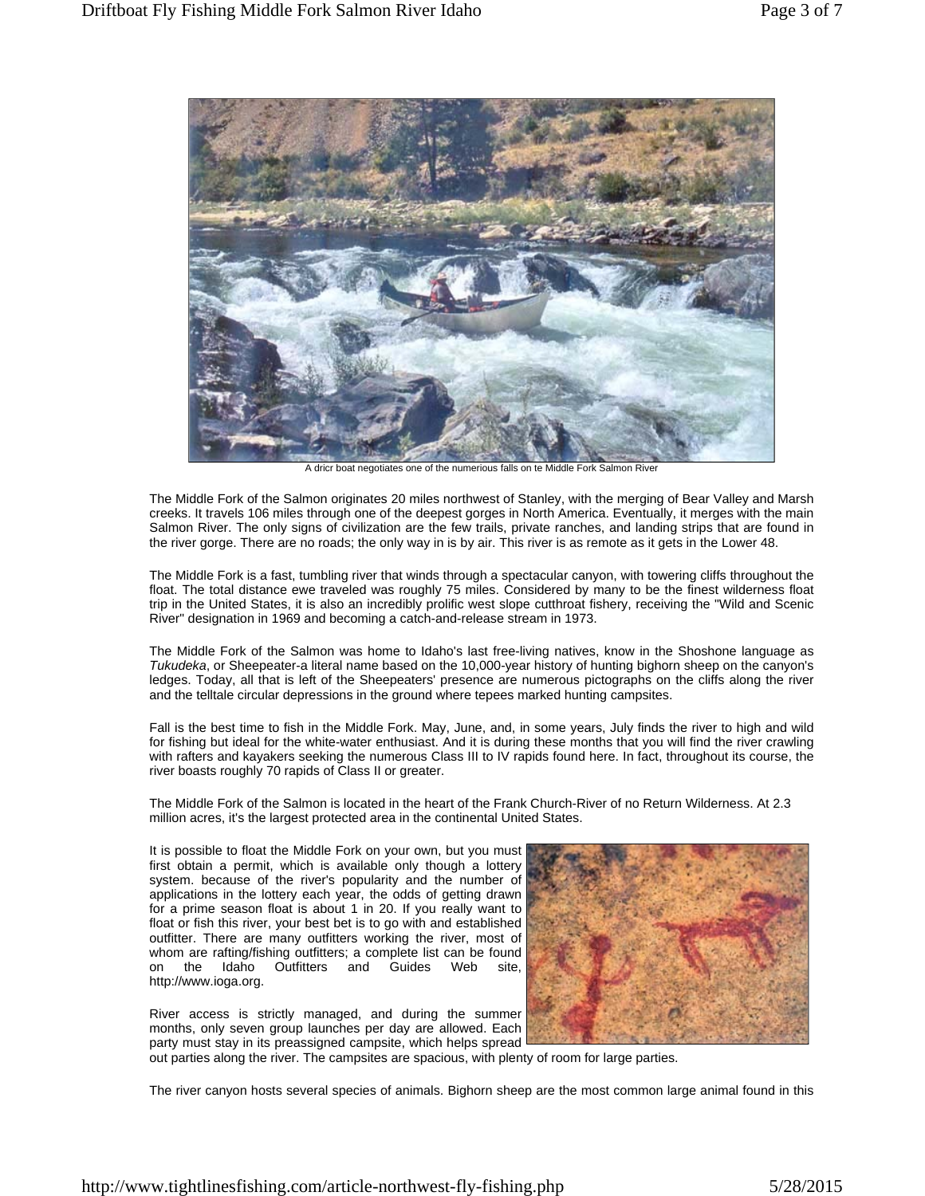A dricr boat negotiates one of the numerious falls on te Middle Fork Salmon River

The Middle Fork of the Salmon originates 20 miles northwest of Stanley, with the merging of Bear Valley and Marsh creeks. It travels 106 miles through one of the deepest gorges in North America. Eventually, it merges with the main Salmon River. The only signs of civilization are the few trails, private ranches, and landing strips that are found in the river gorge. There are no roads; the only way in is by air. This river is as remote as it gets in the Lower 48.

The Middle Fork is a fast, tumbling river that winds through a spectacular canyon, with towering cliffs throughout the float. The total distance ewe traveled was roughly 75 miles. Considered by many to be the finest wilderness float trip in the United States, it is also an incredibly prolific west slope cutthroat fishery, receiving the "Wild and Scenic River" designation in 1969 and becoming a catch-and-release stream in 1973.

The Middle Fork of the Salmon was home to Idaho's last free-living natives, know in the Shoshone language as *Tukudeka*, or Sheepeater-a literal name based on the 10,000-year history of hunting bighorn sheep on the canyon's ledges. Today, all that is left of the Sheepeaters' presence are numerous pictographs on the cliffs along the river and the telltale circular depressions in the ground where tepees marked hunting campsites.

Fall is the best time to fish in the Middle Fork. May, June, and, in some years, July finds the river to high and wild for fishing but ideal for the white-water enthusiast. And it is during these months that you will find the river crawling with rafters and kayakers seeking the numerous Class III to IV rapids found here. In fact, throughout its course, the river boasts roughly 70 rapids of Class II or greater.

The Middle Fork of the Salmon is located in the heart of the Frank Church-River of no Return Wilderness. At 2.3 million acres, it's the largest protected area in the continental United States.

It is possible to float the Middle Fork on your own, but you must first obtain a permit, which is available only though a lottery system. because of the river's popularity and the number of applications in the lottery each year, the odds of getting drawn for a prime season float is about 1 in 20. If you really want to float or fish this river, your best bet is to go with and established outfitter. There are many outfitters working the river, most of whom are rafting/fishing outfitters; a complete list can be found on the Idaho Outfitters and Guides Web site, http://www.ioga.org.

River access is strictly managed, and during the summer months, only seven group launches per day are allowed. Each party must stay in its preassigned campsite, which helps spread out parties along the river. The campsites are spacious, with plenty of room for large parties.

The river canyon hosts several species of animals. Bighorn sheep are the most common large animal found in this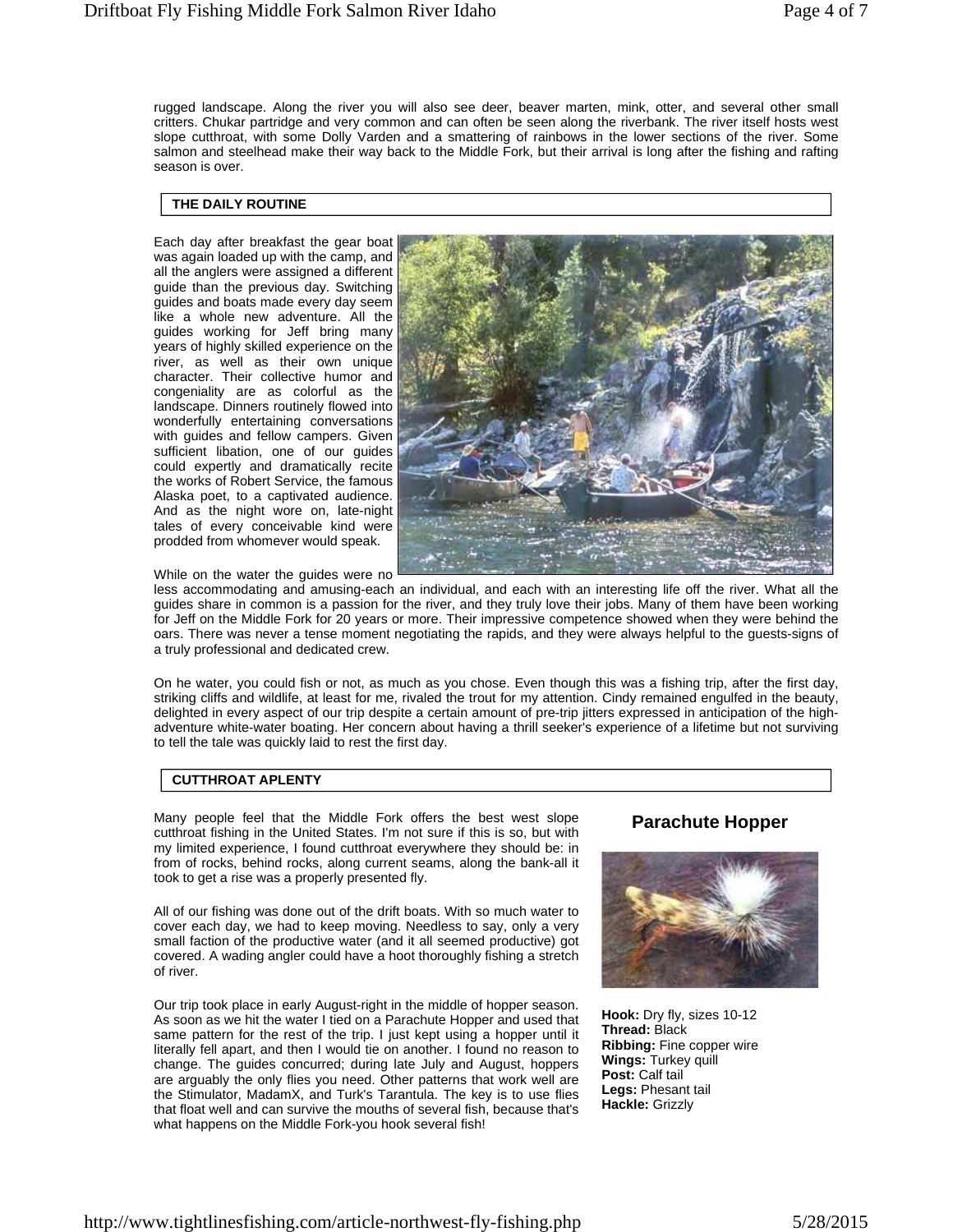rugged landscape. Along the river you will also see deer, beaver marten, mink, otter, and several other small critters. Chukar partridge and very common and can often be seen along the riverbank. The river itself hosts west slope cutthroat, with some Dolly Varden and a smattering of rainbows in the lower sections of the river. Some salmon and steelhead make their way back to the Middle Fork, but their arrival is long after the fishing and rafting season is over.

## THE DAILY ROUTINE

Each day after breakfast the gear boat was again loaded up with the camp, and all the anglers were assigned a different guide than the previous day. Switching guides and boats made every day seem like a whole new adventure. All the guides working for Jeff bring many years of highly skilled experience on the river, as well as their own unique character. Their collective humor and congeniality are as colorful as the landscape. Dinners routinely flowed into wonderfully entertaining conversations with guides and fellow campers. Given sufficient libation, one of our guides could expertly and dramatically recite the works of Robert Service, the famous Alaska poet, to a captivated audience. And as the night wore on, late-night tales of every conceivable kind were prodded from whomever would speak.

While on the water the guides were no less accommodating and amusing-each an individual, and each with an interesting life off the river. What all the guides share in common is a passion for the river, and they truly love their jobs. Many of them have been working for Jeff on the Middle Fork for 20 years or more. Their impressive competence showed when they were behind the oars. There was never a tense moment negotiating the rapids, and they were always helpful to the guests-signs of a truly professional and dedicated crew.

On he water, you could fish or not, as much as you chose. Even though this was a fishing trip, after the first day, striking cliffs and wildlife, at least for me, rivaled the trout for my attention. Cindy remained engulfed in the beauty, delighted in every aspect of our trip despite a certain amount of pre-trip jitters expressed in anticipation of the high-adventure white-water boating. Her concern about having a thrill seeker's experience of a lifetime but not surviving to tell the tale was quickly laid to rest the first day.

## CUTTHROAT APLENTY

Many people feel that the Middle Fork offers the best west slope cutthroat fishing in the United States. I'm not sure if this is so, but with my limited experience, I found cutthroat everywhere they should be: in from of rocks, behind rocks, along current seams, along the bank-all it took to get a rise was a properly presented fly.

All of our fishing was done out of the drift boats. With so much water to cover each day, we had to keep moving. Needless to say, only a very small faction of the productive water (and it all seemed productive) got covered. A wading angler could have a hoot thoroughly fishing a stretch of river.

Our trip took place in early August-right in the middle of hopper season. As soon as we hit the water I tied on a Parachute Hopper and used that same pattern for the rest of the trip. I just kept using a hopper until it literally fell apart, and then I would tie on another. I found no reason to change. The guides concurred; during late July and August, hoppers are arguably the only flies you need. Other patterns that work well are the Stimulator, MadamX, and Turk's Tarantula. The key is to use flies that float well and can survive the mouths of several fish, because that's what happens on the Middle Fork-you hook several fish!

### Parachute Hopper

**Hook:** Dry fly, sizes 10-12
**Thread:** Black
**Ribbing:** Fine copper wire
**Wings:** Turkey quill
**Post:** Calf tail
**Legs:** Phesant tail
**Hackle:** Grizzly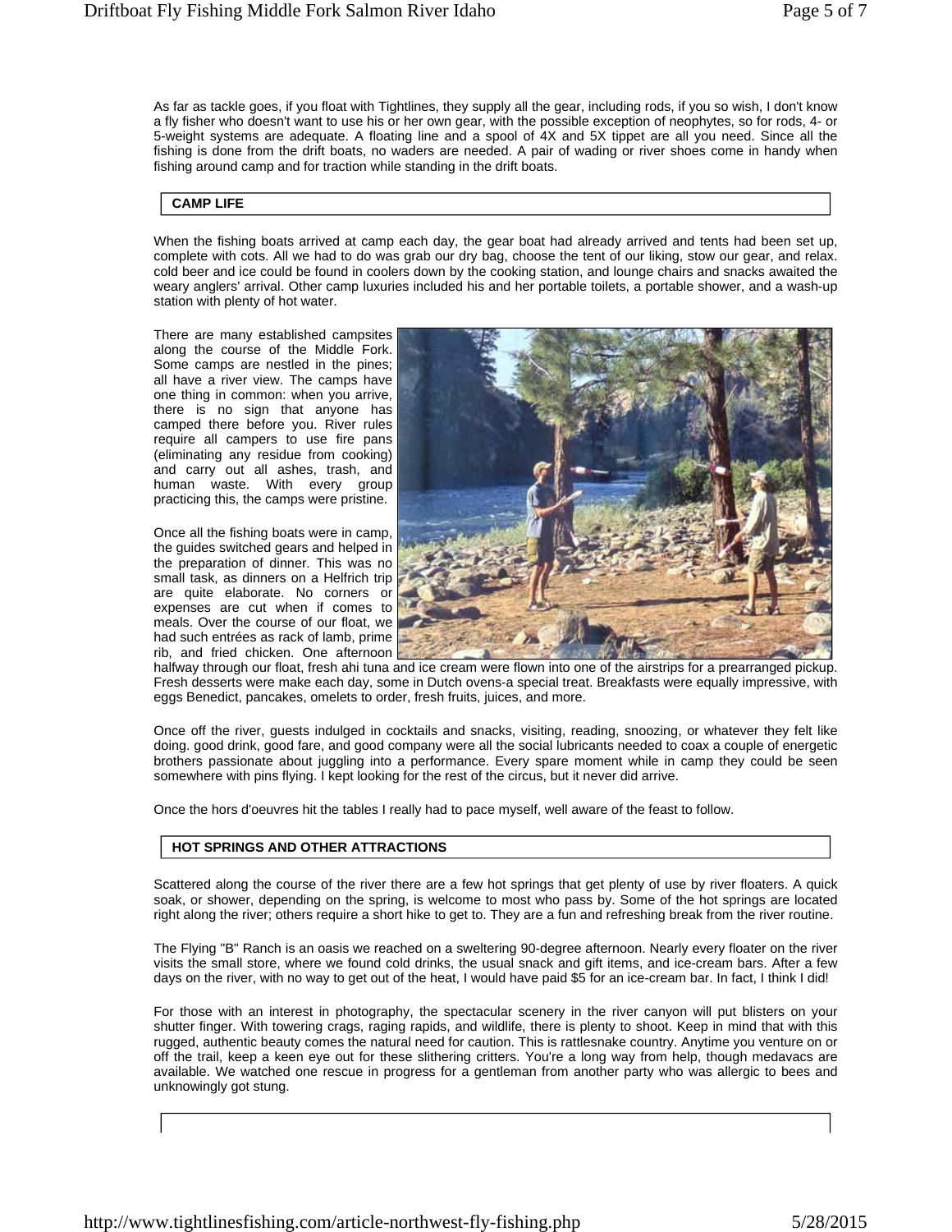As far as tackle goes, if you float with Tightlines, they supply all the gear, including rods, if you so wish, I don't know a fly fisher who doesn't want to use his or her own gear, with the possible exception of neophytes, so for rods, 4- or 5-weight systems are adequate. A floating line and a spool of 4X and 5X tippet are all you need. Since all the fishing is done from the drift boats, no waders are needed. A pair of wading or river shoes come in handy when fishing around camp and for traction while standing in the drift boats.

## CAMP LIFE

When the fishing boats arrived at camp each day, the gear boat had already arrived and tents had been set up, complete with cots. All we had to do was grab our dry bag, choose the tent of our liking, stow our gear, and relax. cold beer and ice could be found in coolers down by the cooking station, and lounge chairs and snacks awaited the weary anglers' arrival. Other camp luxuries included his and her portable toilets, a portable shower, and a wash-up station with plenty of hot water.

There are many established campsites along the course of the Middle Fork. Some camps are nestled in the pines; all have a river view. The camps have one thing in common: when you arrive, there is no sign that anyone has camped there before you. River rules require all campers to use fire pans (eliminating any residue from cooking) and carry out all ashes, trash, and human waste. With every group practicing this, the camps were pristine.

Once all the fishing boats were in camp, the guides switched gears and helped in the preparation of dinner. This was no small task, as dinners on a Helfrich trip are quite elaborate. No corners or expenses are cut when if comes to meals. Over the course of our float, we had such entrées as rack of lamb, prime rib, and fried chicken. One afternoon halfway through our float, fresh ahi tuna and ice cream were flown into one of the airstrips for a prearranged pickup. Fresh desserts were make each day, some in Dutch ovens-a special treat. Breakfasts were equally impressive, with eggs Benedict, pancakes, omelets to order, fresh fruits, juices, and more.

Once off the river, guests indulged in cocktails and snacks, visiting, reading, snoozing, or whatever they felt like doing. good drink, good fare, and good company were all the social lubricants needed to coax a couple of energetic brothers passionate about juggling into a performance. Every spare moment while in camp they could be seen somewhere with pins flying. I kept looking for the rest of the circus, but it never did arrive.

Once the hors d'oeuvres hit the tables I really had to pace myself, well aware of the feast to follow.

## HOT SPRINGS AND OTHER ATTRACTIONS

Scattered along the course of the river there are a few hot springs that get plenty of use by river floaters. A quick soak, or shower, depending on the spring, is welcome to most who pass by. Some of the hot springs are located right along the river; others require a short hike to get to. They are a fun and refreshing break from the river routine.

The Flying "B" Ranch is an oasis we reached on a sweltering 90-degree afternoon. Nearly every floater on the river visits the small store, where we found cold drinks, the usual snack and gift items, and ice-cream bars. After a few days on the river, with no way to get out of the heat, I would have paid $5 for an ice-cream bar. In fact, I think I did!

For those with an interest in photography, the spectacular scenery in the river canyon will put blisters on your shutter finger. With towering crags, raging rapids, and wildlife, there is plenty to shoot. Keep in mind that with this rugged, authentic beauty comes the natural need for caution. This is rattlesnake country. Anytime you venture on or off the trail, keep a keen eye out for these slithering critters. You're a long way from help, though medavacs are available. We watched one rescue in progress for a gentleman from another party who was allergic to bees and unknowingly got stung.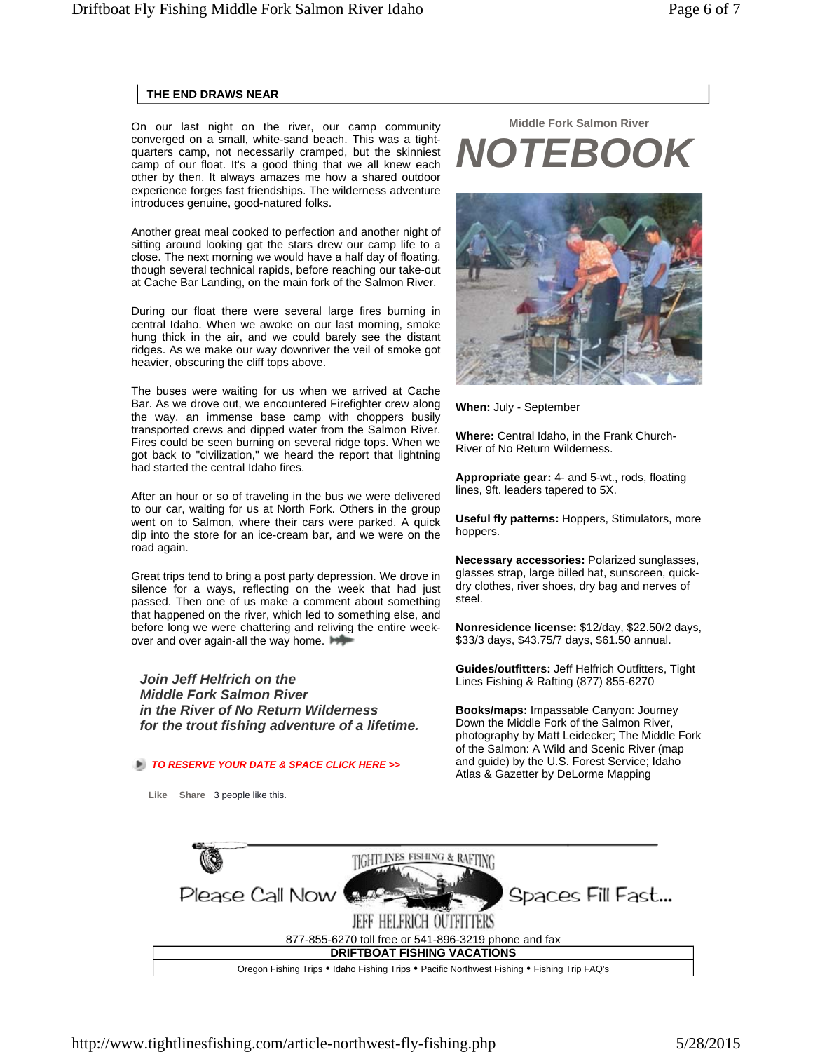## THE END DRAWS NEAR

On our last night on the river, our camp community converged on a small, white-sand beach. This was a tight-quarters camp, not necessarily cramped, but the skinniest camp of our float. It's a good thing that we all knew each other by then. It always amazes me how a shared outdoor experience forges fast friendships. The wilderness adventure introduces genuine, good-natured folks.

Another great meal cooked to perfection and another night of sitting around looking gat the stars drew our camp life to a close. The next morning we would have a half day of floating, though several technical rapids, before reaching our take-out at Cache Bar Landing, on the main fork of the Salmon River.

During our float there were several large fires burning in central Idaho. When we awoke on our last morning, smoke hung thick in the air, and we could barely see the distant ridges. As we make our way downriver the veil of smoke got heavier, obscuring the cliff tops above.

The buses were waiting for us when we arrived at Cache Bar. As we drove out, we encountered Firefighter crew along the way. an immense base camp with choppers busily transported crews and dipped water from the Salmon River. Fires could be seen burning on several ridge tops. When we got back to "civilization," we heard the report that lightning had started the central Idaho fires.

After an hour or so of traveling in the bus we were delivered to our car, waiting for us at North Fork. Others in the group went on to Salmon, where their cars were parked. A quick dip into the store for an ice-cream bar, and we were on the road again.

Great trips tend to bring a post party depression. We drove in silence for a ways, reflecting on the week that had just passed. Then one of us make a comment about something that happened on the river, which led to something else, and before long we were chattering and reliving the entire week-over and over again-all the way home.

***Join Jeff Helfrich on the Middle Fork Salmon River in the River of No Return Wilderness for the trout fishing adventure of a lifetime.***

***TO RESERVE YOUR DATE & SPACE CLICK HERE >>***

Like Share 3 people like this.

Middle Fork Salmon River

# NOTEBOOK

**When:** July - September

**Where:** Central Idaho, in the Frank Church-River of No Return Wilderness.

**Appropriate gear:** 4- and 5-wt., rods, floating lines, 9ft. leaders tapered to 5X.

**Useful fly patterns:** Hoppers, Stimulators, more hoppers.

**Necessary accessories:** Polarized sunglasses, glasses strap, large billed hat, sunscreen, quick-dry clothes, river shoes, dry bag and nerves of steel.

**Nonresidence license:** $12/day, $22.50/2 days, $33/3 days, $43.75/7 days, $61.50 annual.

**Guides/outfitters:** Jeff Helfrich Outfitters, Tight Lines Fishing & Rafting (877) 855-6270

**Books/maps:** Impassable Canyon: Journey Down the Middle Fork of the Salmon River, photography by Matt Leidecker; The Middle Fork of the Salmon: A Wild and Scenic River (map and guide) by the U.S. Forest Service; Idaho Atlas & Gazetter by DeLorme Mapping

Please Call Now — TIGHTLINES FISHING & RAFTING — JEFF HELFRICH OUTFITTERS — Spaces Fill Fast...

877-855-6270 toll free or 541-896-3219 phone and fax

**DRIFTBOAT FISHING VACATIONS**

Oregon Fishing Trips • Idaho Fishing Trips • Pacific Northwest Fishing • Fishing Trip FAQ's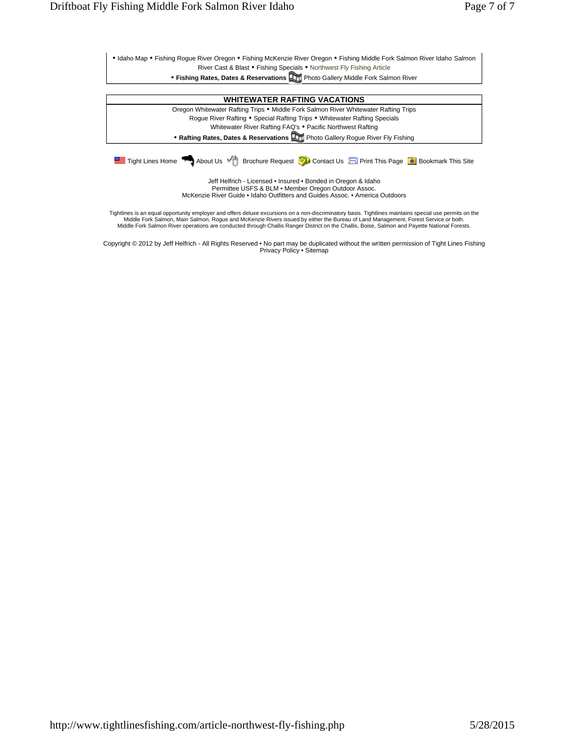• Idaho Map • Fishing Rogue River Oregon • Fishing McKenzie River Oregon • Fishing Middle Fork Salmon River Idaho Salmon River Cast & Blast • Fishing Specials • Northwest Fly Fishing Article
• **Fishing Rates, Dates & Reservations** Photo Gallery Middle Fork Salmon River

**WHITEWATER RAFTING VACATIONS**

Oregon Whitewater Rafting Trips • Middle Fork Salmon River Whitewater Rafting Trips
Rogue River Rafting • Special Rafting Trips • Whitewater Rafting Specials
Whitewater River Rafting FAQ's • Pacific Northwest Rafting
• **Rafting Rates, Dates & Reservations** Photo Gallery Rogue River Fly Fishing

Tight Lines Home About Us Brochure Request Contact Us Print This Page Bookmark This Site

Jeff Helfrich - Licensed • Insured • Bonded in Oregon & Idaho
Permittee USFS & BLM • Member Oregon Outdoor Assoc.
McKenzie River Guide • Idaho Outfitters and Guides Assoc. • America Outdoors

Tightlines is an equal opportunity employer and offers deluxe excursions on a non-discriminatory basis. Tightlines maintains special use permits on the Middle Fork Salmon, Main Salmon, Rogue and McKenzie Rivers issued by either the Bureau of Land Management, Forest Service or both. Middle Fork Salmon River operations are conducted through Challis Ranger District on the Challis, Boise, Salmon and Payette National Forests.

Copyright © 2012 by Jeff Helfrich - All Rights Reserved • No part may be duplicated without the written permission of Tight Lines Fishing
Privacy Policy • Sitemap